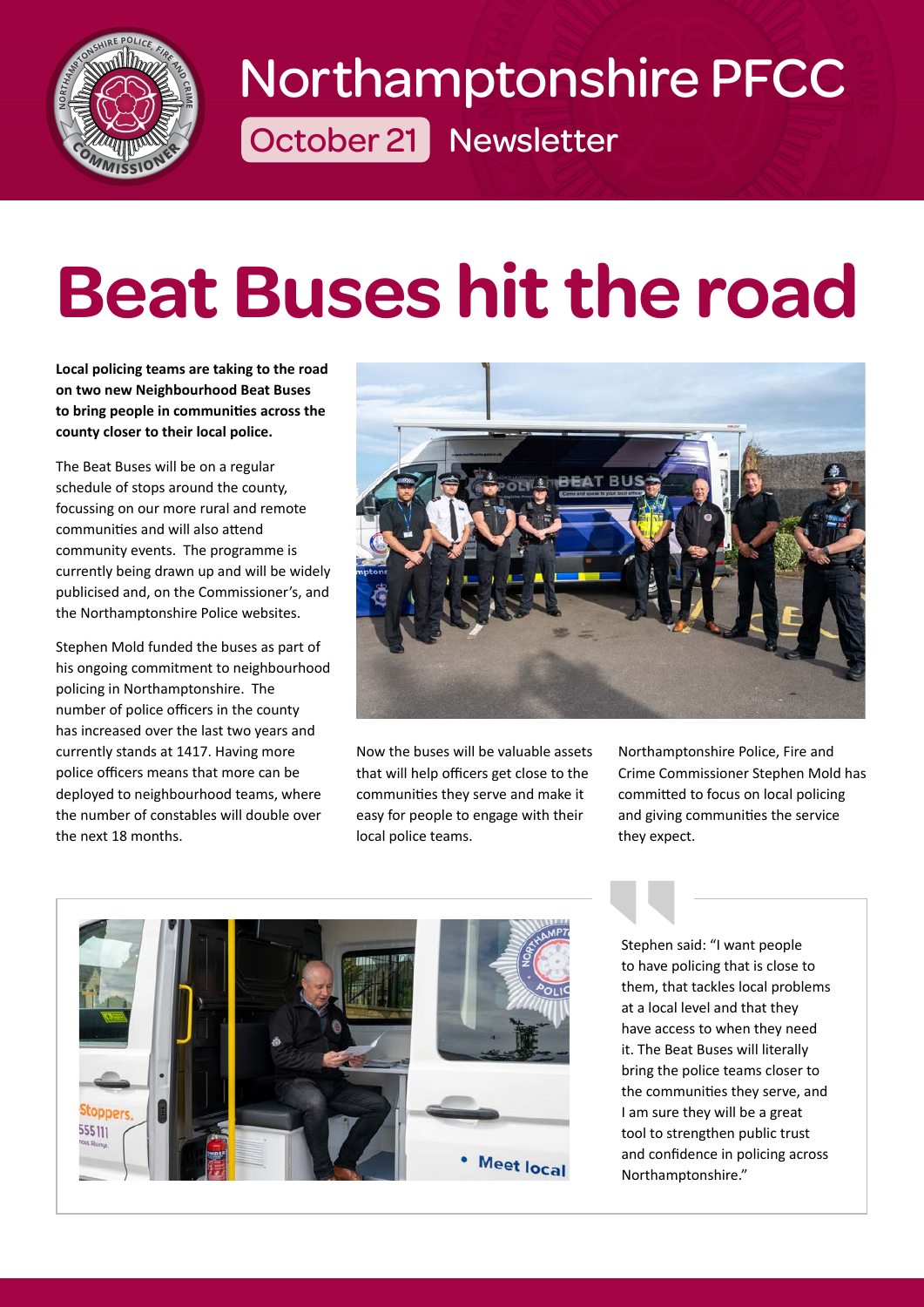# Northamptonshire PFCC

October 21 Newsletter

# Beat Buses hit the road

**Local policing teams are taking to the road on two new Neighbourhood Beat Buses to bring people in communities across the county closer to their local police.**

The Beat Buses will be on a regular schedule of stops around the county, focussing on our more rural and remote communities and will also attend community events. The programme is currently being drawn up and will be widely publicised and, on the Commissioner's, and the Northamptonshire Police websites.

Stephen Mold funded the buses as part of his ongoing commitment to neighbourhood policing in Northamptonshire. The number of police officers in the county has increased over the last two years and currently stands at 1417. Having more police officers means that more can be deployed to neighbourhood teams, where the number of constables will double over the next 18 months.

Now the buses will be valuable assets that will help officers get close to the communities they serve and make it easy for people to engage with their local police teams.

Northamptonshire Police, Fire and Crime Commissioner Stephen Mold has committed to focus on local policing and giving communities the service they expect.

Stephen said: "I want people to have policing that is close to them, that tackles local problems at a local level and that they have access to when they need it. The Beat Buses will literally bring the police teams closer to the communities they serve, and I am sure they will be a great tool to strengthen public trust and confidence in policing across Northamptonshire."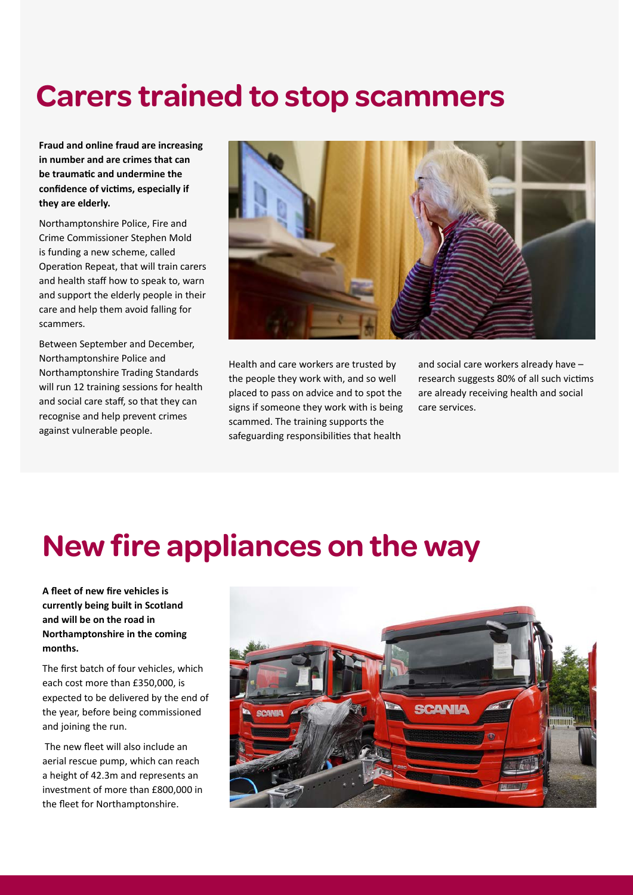# Carers trained to stop scammers

**Fraud and online fraud are increasing in number and are crimes that can be traumatic and undermine the confidence of victims, especially if they are elderly.**

Northamptonshire Police, Fire and Crime Commissioner Stephen Mold is funding a new scheme, called Operation Repeat, that will train carers and health staff how to speak to, warn and support the elderly people in their care and help them avoid falling for scammers.

Between September and December, Northamptonshire Police and Northamptonshire Trading Standards will run 12 training sessions for health and social care staff, so that they can recognise and help prevent crimes against vulnerable people.

Health and care workers are trusted by the people they work with, and so well placed to pass on advice and to spot the signs if someone they work with is being scammed. The training supports the safeguarding responsibilities that health and social care workers already have – research suggests 80% of all such victims are already receiving health and social care services.

# New fire appliances on the way

**A fleet of new fire vehicles is currently being built in Scotland and will be on the road in Northamptonshire in the coming months.**

The first batch of four vehicles, which each cost more than £350,000, is expected to be delivered by the end of the year, before being commissioned and joining the run.

The new fleet will also include an aerial rescue pump, which can reach a height of 42.3m and represents an investment of more than £800,000 in the fleet for Northamptonshire.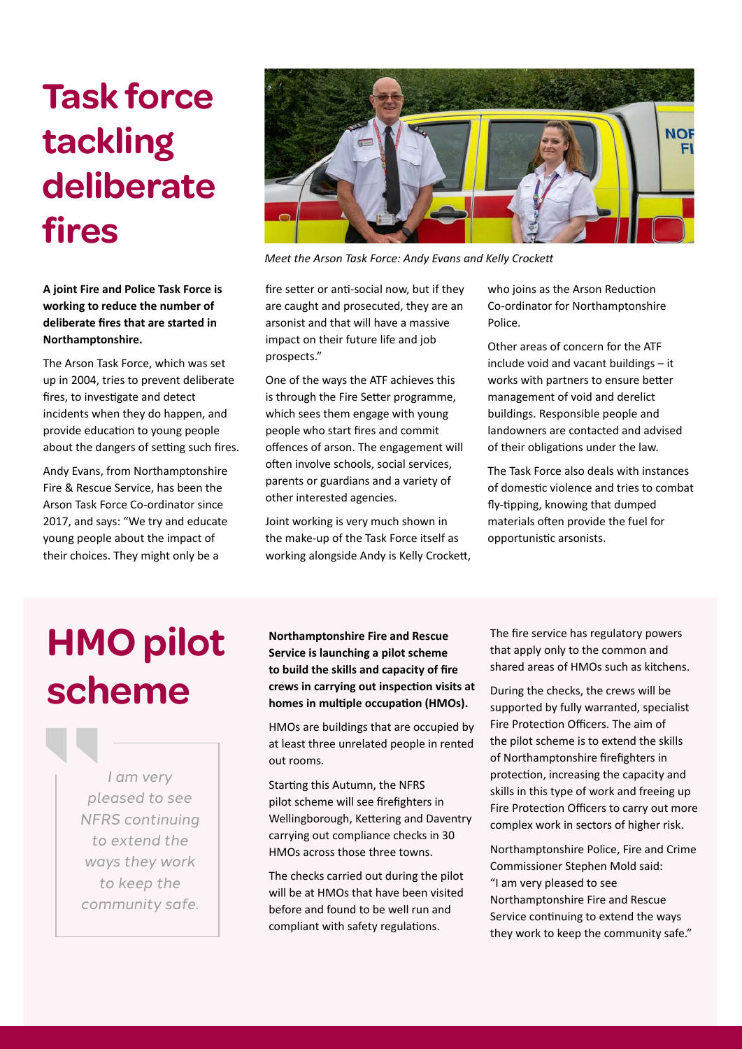# Task force tackling deliberate fires

*Meet the Arson Task Force: Andy Evans and Kelly Crockett*

**A joint Fire and Police Task Force is working to reduce the number of deliberate fires that are started in Northamptonshire.**

The Arson Task Force, which was set up in 2004, tries to prevent deliberate fires, to investigate and detect incidents when they do happen, and provide education to young people about the dangers of setting such fires.

Andy Evans, from Northamptonshire Fire & Rescue Service, has been the Arson Task Force Co-ordinator since 2017, and says: "We try and educate young people about the impact of their choices. They might only be a fire setter or anti-social now, but if they are caught and prosecuted, they are an arsonist and that will have a massive impact on their future life and job prospects."

One of the ways the ATF achieves this is through the Fire Setter programme, which sees them engage with young people who start fires and commit offences of arson. The engagement will often involve schools, social services, parents or guardians and a variety of other interested agencies.

Joint working is very much shown in the make-up of the Task Force itself as working alongside Andy is Kelly Crockett, who joins as the Arson Reduction Co-ordinator for Northamptonshire Police.

Other areas of concern for the ATF include void and vacant buildings – it works with partners to ensure better management of void and derelict buildings. Responsible people and landowners are contacted and advised of their obligations under the law.

The Task Force also deals with instances of domestic violence and tries to combat fly-tipping, knowing that dumped materials often provide the fuel for opportunistic arsonists.

# HMO pilot scheme

> *I am very pleased to see NFRS continuing to extend the ways they work to keep the community safe.*

**Northamptonshire Fire and Rescue Service is launching a pilot scheme to build the skills and capacity of fire crews in carrying out inspection visits at homes in multiple occupation (HMOs).**

HMOs are buildings that are occupied by at least three unrelated people in rented out rooms.

Starting this Autumn, the NFRS pilot scheme will see firefighters in Wellingborough, Kettering and Daventry carrying out compliance checks in 30 HMOs across those three towns.

The checks carried out during the pilot will be at HMOs that have been visited before and found to be well run and compliant with safety regulations.

The fire service has regulatory powers that apply only to the common and shared areas of HMOs such as kitchens.

During the checks, the crews will be supported by fully warranted, specialist Fire Protection Officers. The aim of the pilot scheme is to extend the skills of Northamptonshire firefighters in protection, increasing the capacity and skills in this type of work and freeing up Fire Protection Officers to carry out more complex work in sectors of higher risk.

Northamptonshire Police, Fire and Crime Commissioner Stephen Mold said: "I am very pleased to see Northamptonshire Fire and Rescue Service continuing to extend the ways they work to keep the community safe."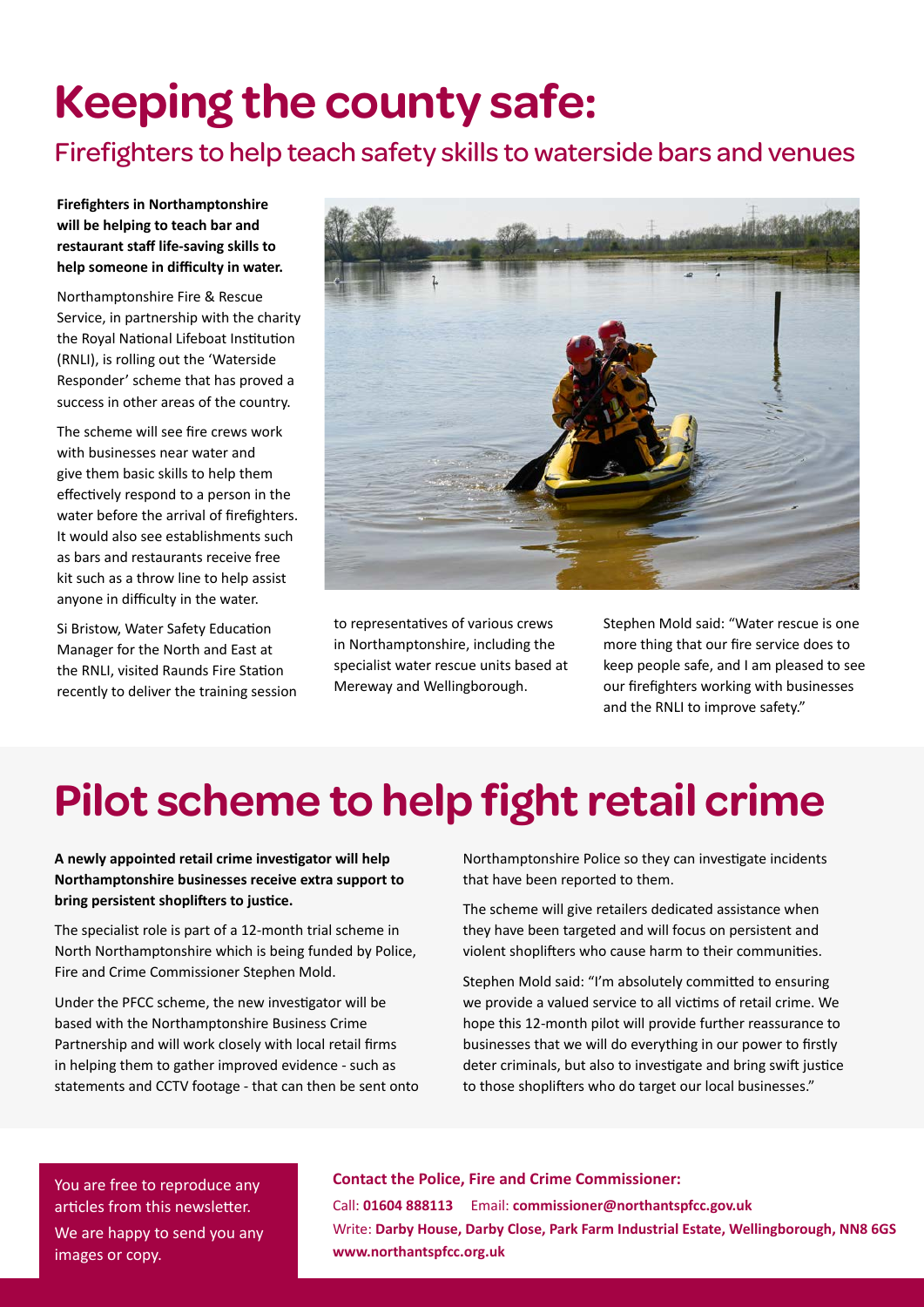# Keeping the county safe:

## Firefighters to help teach safety skills to waterside bars and venues

**Firefighters in Northamptonshire will be helping to teach bar and restaurant staff life-saving skills to help someone in difficulty in water.**

Northamptonshire Fire & Rescue Service, in partnership with the charity the Royal National Lifeboat Institution (RNLI), is rolling out the 'Waterside Responder' scheme that has proved a success in other areas of the country.

The scheme will see fire crews work with businesses near water and give them basic skills to help them effectively respond to a person in the water before the arrival of firefighters. It would also see establishments such as bars and restaurants receive free kit such as a throw line to help assist anyone in difficulty in the water.

Si Bristow, Water Safety Education Manager for the North and East at the RNLI, visited Raunds Fire Station recently to deliver the training session to representatives of various crews in Northamptonshire, including the specialist water rescue units based at Mereway and Wellingborough.

Stephen Mold said: "Water rescue is one more thing that our fire service does to keep people safe, and I am pleased to see our firefighters working with businesses and the RNLI to improve safety."

# Pilot scheme to help fight retail crime

**A newly appointed retail crime investigator will help Northamptonshire businesses receive extra support to bring persistent shoplifters to justice.**

The specialist role is part of a 12-month trial scheme in North Northamptonshire which is being funded by Police, Fire and Crime Commissioner Stephen Mold.

Under the PFCC scheme, the new investigator will be based with the Northamptonshire Business Crime Partnership and will work closely with local retail firms in helping them to gather improved evidence - such as statements and CCTV footage - that can then be sent onto Northamptonshire Police so they can investigate incidents that have been reported to them.

The scheme will give retailers dedicated assistance when they have been targeted and will focus on persistent and violent shoplifters who cause harm to their communities.

Stephen Mold said: "I'm absolutely committed to ensuring we provide a valued service to all victims of retail crime. We hope this 12-month pilot will provide further reassurance to businesses that we will do everything in our power to firstly deter criminals, but also to investigate and bring swift justice to those shoplifters who do target our local businesses."

You are free to reproduce any articles from this newsletter.
We are happy to send you any images or copy.

**Contact the Police, Fire and Crime Commissioner:**

Call: **01604 888113** Email: **commissioner@northantspfcc.gov.uk**

Write: **Darby House, Darby Close, Park Farm Industrial Estate, Wellingborough, NN8 6GS**

**www.northantspfcc.org.uk**